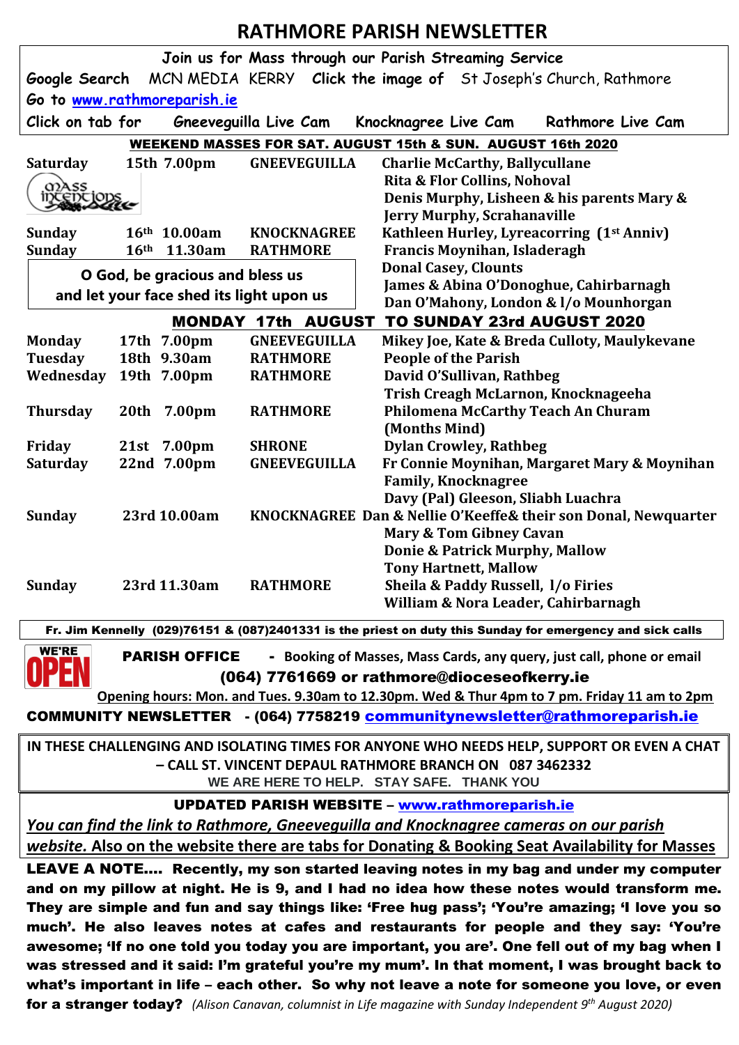# RATHMORE PARISH NEWSLETTER

**Join us for Mass through our Parish Streaming Service**

**Google Search** MCN MEDIA KERRY **Click the image of** St Joseph's Church, Rathmore

**Go to** www.rathmoreparish.ie

**Click on tab for** Gneeveguilla Live Cam Knocknagree Live Cam Rathmore Live Cam

**WEEKEND MASSES FOR SAT. AUGUST 15th & SUN. AUGUST 16th 2020**

| Day | Date/Time | Church | Intentions |
|---|---|---|---|
| **Saturday** | **15th 7.00pm** | **GNEEVEGUILLA** | **Charlie McCarthy, Ballycullane** |
| | | | **Rita & Flor Collins, Nohoval** |
| | | | **Denis Murphy, Lisheen & his parents Mary & Jerry Murphy, Scrahanaville** |
| **Sunday** | **16th 10.00am** | **KNOCKNAGREE** | **Kathleen Hurley, Lyreacorring (1st Anniv)** |
| **Sunday** | **16th 11.30am** | **RATHMORE** | **Francis Moynihan, Isladeragh** |
| | | | **Donal Casey, Clounts** |
| | | | **James & Abina O'Donoghue, Cahirbarnagh** |
| | | | **Dan O'Mahony, London & l/o Mounhorgan** |

**O God, be gracious and bless us and let your face shed its light upon us**

**MONDAY 17th AUGUST TO SUNDAY 23rd AUGUST 2020**

| Day | Date/Time | Church | Intentions |
|---|---|---|---|
| **Monday** | **17th 7.00pm** | **GNEEVEGUILLA** | **Mikey Joe, Kate & Breda Culloty, Maulykevane** |
| **Tuesday** | **18th 9.30am** | **RATHMORE** | **People of the Parish** |
| **Wednesday** | **19th 7.00pm** | **RATHMORE** | **David O'Sullivan, Rathbeg** |
| | | | **Trish Creagh McLarnon, Knocknageeha** |
| **Thursday** | **20th 7.00pm** | **RATHMORE** | **Philomena McCarthy Teach An Churam (Months Mind)** |
| **Friday** | **21st 7.00pm** | **SHRONE** | **Dylan Crowley, Rathbeg** |
| **Saturday** | **22nd 7.00pm** | **GNEEVEGUILLA** | **Fr Connie Moynihan, Margaret Mary & Moynihan Family, Knocknagree** |
| | | | **Davy (Pal) Gleeson, Sliabh Luachra** |
| **Sunday** | **23rd 10.00am** | **KNOCKNAGREE** | **Dan & Nellie O'Keeffe& their son Donal, Newquarter** |
| | | | **Mary & Tom Gibney Cavan** |
| | | | **Donie & Patrick Murphy, Mallow** |
| | | | **Tony Hartnett, Mallow** |
| **Sunday** | **23rd 11.30am** | **RATHMORE** | **Sheila & Paddy Russell, l/o Firies** |
| | | | **William & Nora Leader, Cahirbarnagh** |

**Fr. Jim Kennelly (029)76151 & (087)2401331 is the priest on duty this Sunday for emergency and sick calls**

**WE'RE OPEN**

**PARISH OFFICE** - Booking of Masses, Mass Cards, any query, just call, phone or email

**(064) 7761669 or rathmore@dioceseofkerry.ie**

Opening hours: Mon. and Tues. 9.30am to 12.30pm. Wed & Thur 4pm to 7 pm. Friday 11 am to 2pm

**COMMUNITY NEWSLETTER - (064) 7758219 communitynewsletter@rathmoreparish.ie**

**IN THESE CHALLENGING AND ISOLATING TIMES FOR ANYONE WHO NEEDS HELP, SUPPORT OR EVEN A CHAT – CALL ST. VINCENT DEPAUL RATHMORE BRANCH ON 087 3462332**

**WE ARE HERE TO HELP. STAY SAFE. THANK YOU**

**UPDATED PARISH WEBSITE – www.rathmoreparish.ie**

*You can find the link to Rathmore, Gneeveguilla and Knocknagree cameras on our parish website.* Also on the website there are tabs for Donating & Booking Seat Availability for Masses

**LEAVE A NOTE…. Recently, my son started leaving notes in my bag and under my computer and on my pillow at night. He is 9, and I had no idea how these notes would transform me. They are simple and fun and say things like: 'Free hug pass'; 'You're amazing; 'I love you so much'. He also leaves notes at cafes and restaurants for people and they say: 'You're awesome; 'If no one told you today you are important, you are'. One fell out of my bag when I was stressed and it said: I'm grateful you're my mum'. In that moment, I was brought back to what's important in life – each other. So why not leave a note for someone you love, or even for a stranger today?** *(Alison Canavan, columnist in Life magazine with Sunday Independent 9th August 2020)*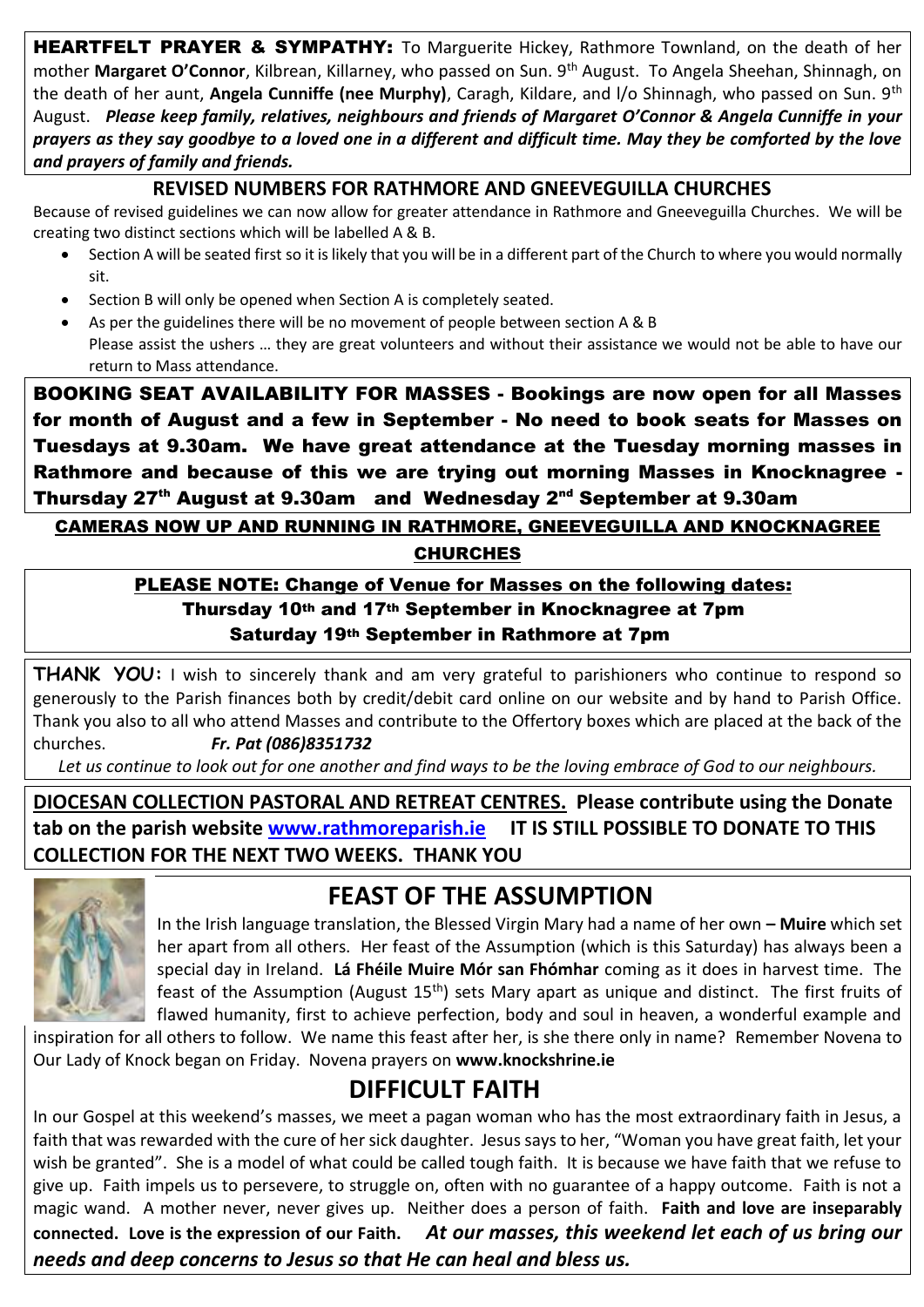**HEARTFELT PRAYER & SYMPATHY:** To Marguerite Hickey, Rathmore Townland, on the death of her mother **Margaret O'Connor**, Kilbrean, Killarney, who passed on Sun. 9th August. To Angela Sheehan, Shinnagh, on the death of her aunt, **Angela Cunniffe (nee Murphy)**, Caragh, Kildare, and l/o Shinnagh, who passed on Sun. 9th August. ***Please keep family, relatives, neighbours and friends of Margaret O'Connor & Angela Cunniffe in your prayers as they say goodbye to a loved one in a different and difficult time. May they be comforted by the love and prayers of family and friends.***

## REVISED NUMBERS FOR RATHMORE AND GNEEVEGUILLA CHURCHES

Because of revised guidelines we can now allow for greater attendance in Rathmore and Gneeveguilla Churches. We will be creating two distinct sections which will be labelled A & B.

- Section A will be seated first so it is likely that you will be in a different part of the Church to where you would normally sit.
- Section B will only be opened when Section A is completely seated.
- As per the guidelines there will be no movement of people between section A & B
  Please assist the ushers … they are great volunteers and without their assistance we would not be able to have our return to Mass attendance.

**BOOKING SEAT AVAILABILITY FOR MASSES - Bookings are now open for all Masses for month of August and a few in September - No need to book seats for Masses on Tuesdays at 9.30am. We have great attendance at the Tuesday morning masses in Rathmore and because of this we are trying out morning Masses in Knocknagree - Thursday 27th August at 9.30am and Wednesday 2nd September at 9.30am**

**CAMERAS NOW UP AND RUNNING IN RATHMORE, GNEEVEGUILLA AND KNOCKNAGREE CHURCHES**

**PLEASE NOTE: Change of Venue for Masses on the following dates:**
**Thursday 10th and 17th September in Knocknagree at 7pm**
**Saturday 19th September in Rathmore at 7pm**

**THANK YOU:** I wish to sincerely thank and am very grateful to parishioners who continue to respond so generously to the Parish finances both by credit/debit card online on our website and by hand to Parish Office. Thank you also to all who attend Masses and contribute to the Offertory boxes which are placed at the back of the churches. ***Fr. Pat (086)8351732***

*Let us continue to look out for one another and find ways to be the loving embrace of God to our neighbours.*

**DIOCESAN COLLECTION PASTORAL AND RETREAT CENTRES. Please contribute using the Donate tab on the parish website www.rathmoreparish.ie IT IS STILL POSSIBLE TO DONATE TO THIS COLLECTION FOR THE NEXT TWO WEEKS. THANK YOU**

## FEAST OF THE ASSUMPTION

In the Irish language translation, the Blessed Virgin Mary had a name of her own **– Muire** which set her apart from all others. Her feast of the Assumption (which is this Saturday) has always been a special day in Ireland. **Lá Fhéile Muire Mór san Fhómhar** coming as it does in harvest time. The feast of the Assumption (August 15th) sets Mary apart as unique and distinct. The first fruits of flawed humanity, first to achieve perfection, body and soul in heaven, a wonderful example and inspiration for all others to follow. We name this feast after her, is she there only in name? Remember Novena to Our Lady of Knock began on Friday. Novena prayers on **www.knockshrine.ie**

## DIFFICULT FAITH

In our Gospel at this weekend's masses, we meet a pagan woman who has the most extraordinary faith in Jesus, a faith that was rewarded with the cure of her sick daughter. Jesus says to her, "Woman you have great faith, let your wish be granted". She is a model of what could be called tough faith. It is because we have faith that we refuse to give up. Faith impels us to persevere, to struggle on, often with no guarantee of a happy outcome. Faith is not a magic wand. A mother never, never gives up. Neither does a person of faith. **Faith and love are inseparably connected. Love is the expression of our Faith.** ***At our masses, this weekend let each of us bring our needs and deep concerns to Jesus so that He can heal and bless us.***